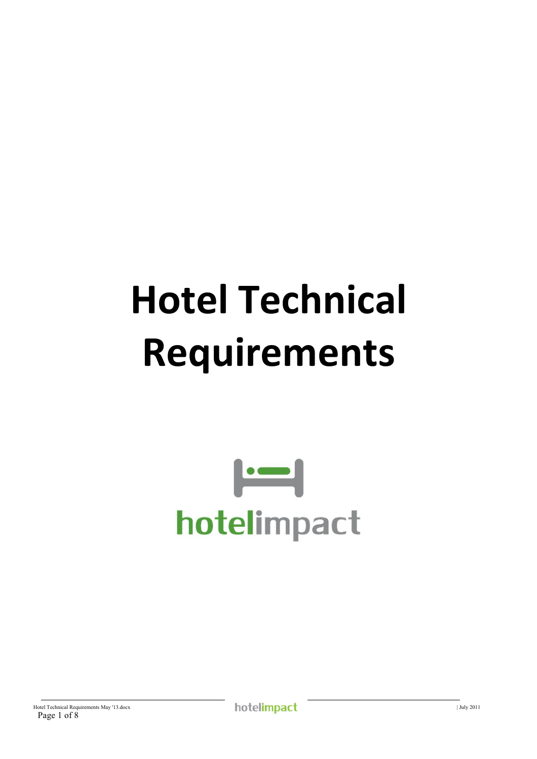# Hotel Technical Requirements

hotelimpact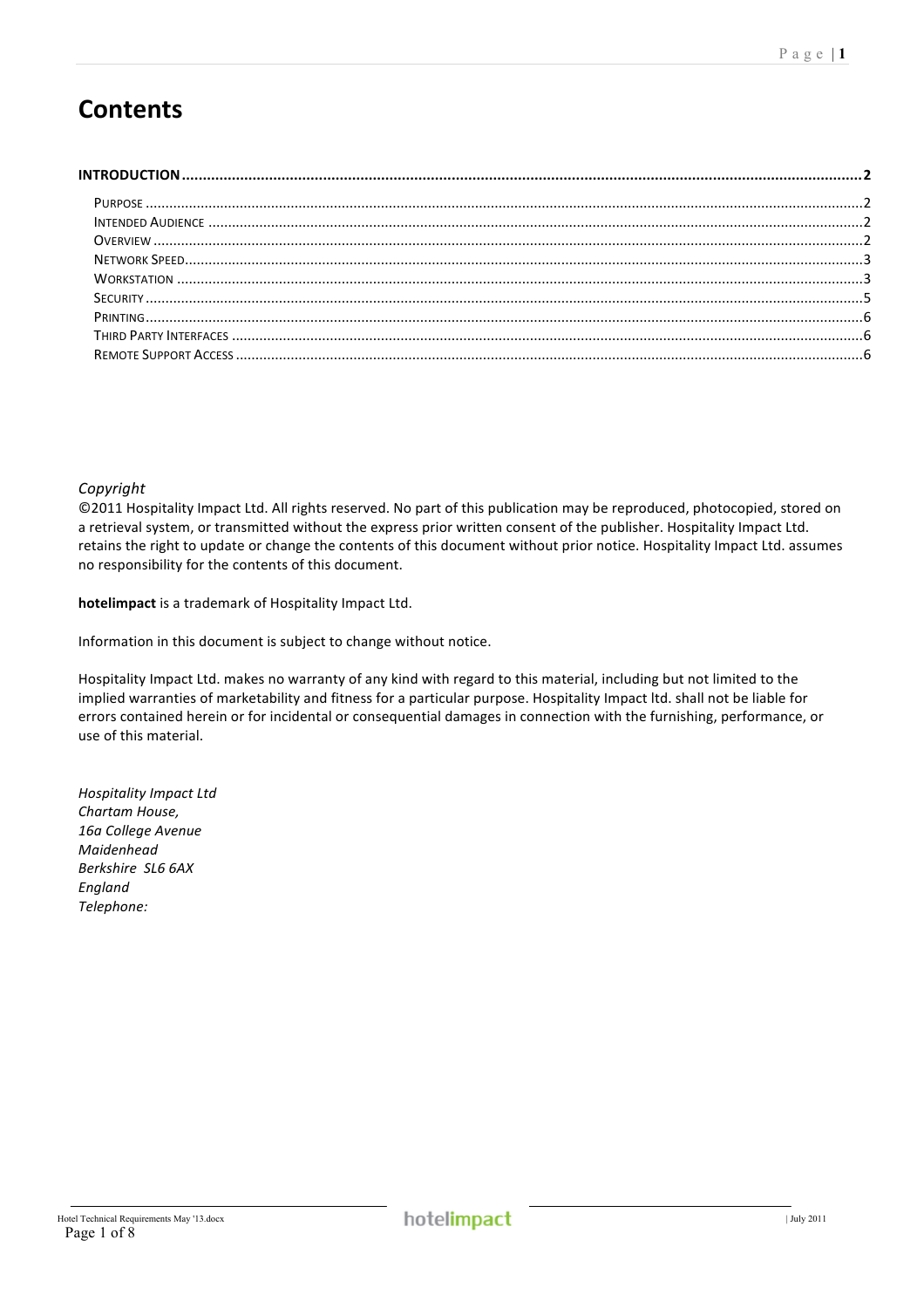# Contents

**INTRODUCTION** .......... **2**

- Purpose .......... 2
- Intended Audience .......... 2
- Overview .......... 2
- Network Speed .......... 3
- Workstation .......... 3
- Security .......... 5
- Printing .......... 6
- Third Party Interfaces .......... 6
- Remote Support Access .......... 6

*Copyright*

©2011 Hospitality Impact Ltd. All rights reserved. No part of this publication may be reproduced, photocopied, stored on a retrieval system, or transmitted without the express prior written consent of the publisher. Hospitality Impact Ltd. retains the right to update or change the contents of this document without prior notice. Hospitality Impact Ltd. assumes no responsibility for the contents of this document.

**hotelimpact** is a trademark of Hospitality Impact Ltd.

Information in this document is subject to change without notice.

Hospitality Impact Ltd. makes no warranty of any kind with regard to this material, including but not limited to the implied warranties of marketability and fitness for a particular purpose. Hospitality Impact ltd. shall not be liable for errors contained herein or for incidental or consequential damages in connection with the furnishing, performance, or use of this material.

*Hospitality Impact Ltd*
*Chartam House,*
*16a College Avenue*
*Maidenhead*
*Berkshire SL6 6AX*
*England*
*Telephone:*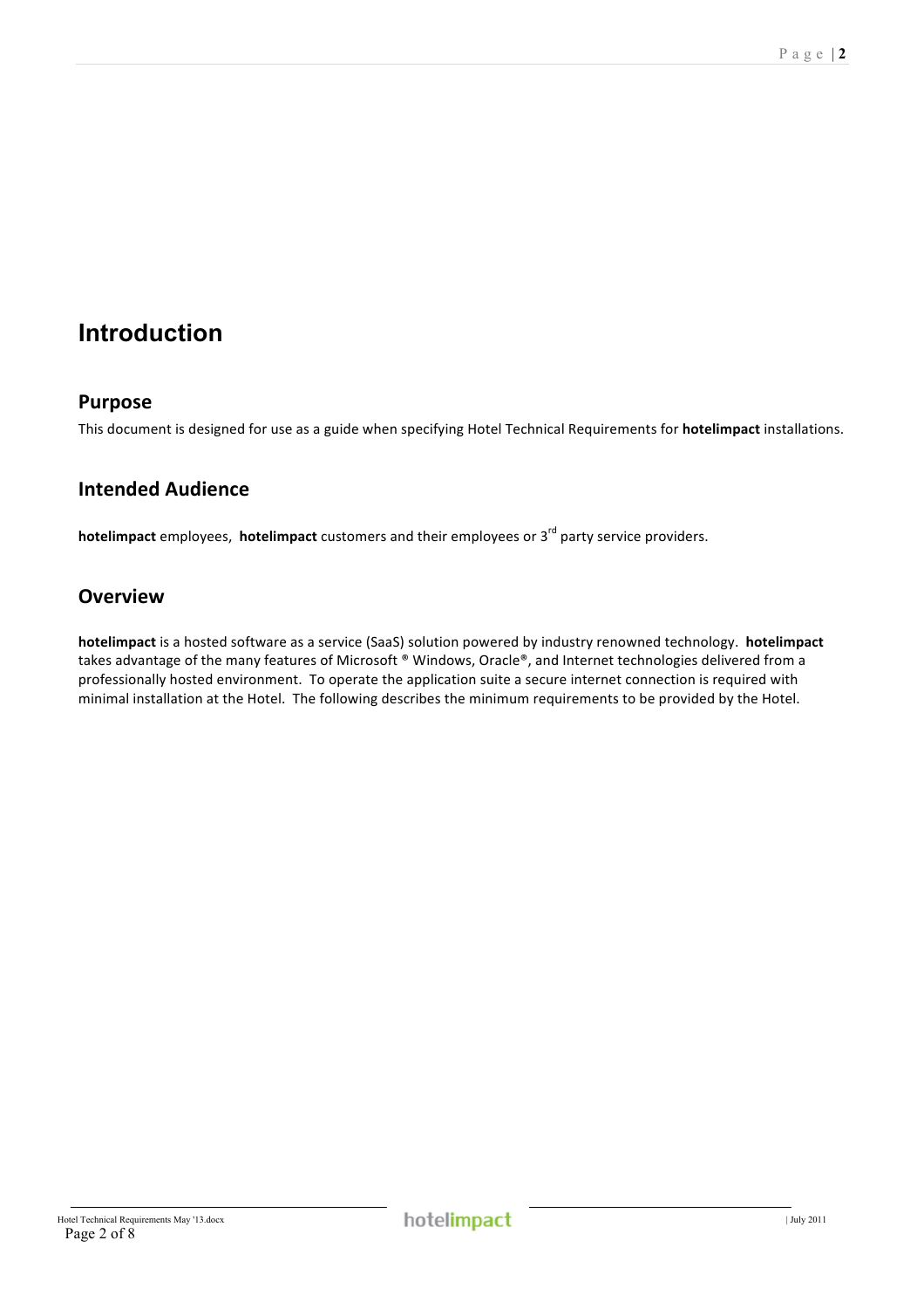# Introduction

## Purpose

This document is designed for use as a guide when specifying Hotel Technical Requirements for **hotelimpact** installations.

## Intended Audience

**hotelimpact** employees, **hotelimpact** customers and their employees or 3rd party service providers.

## Overview

**hotelimpact** is a hosted software as a service (SaaS) solution powered by industry renowned technology. **hotelimpact** takes advantage of the many features of Microsoft ® Windows, Oracle®, and Internet technologies delivered from a professionally hosted environment. To operate the application suite a secure internet connection is required with minimal installation at the Hotel. The following describes the minimum requirements to be provided by the Hotel.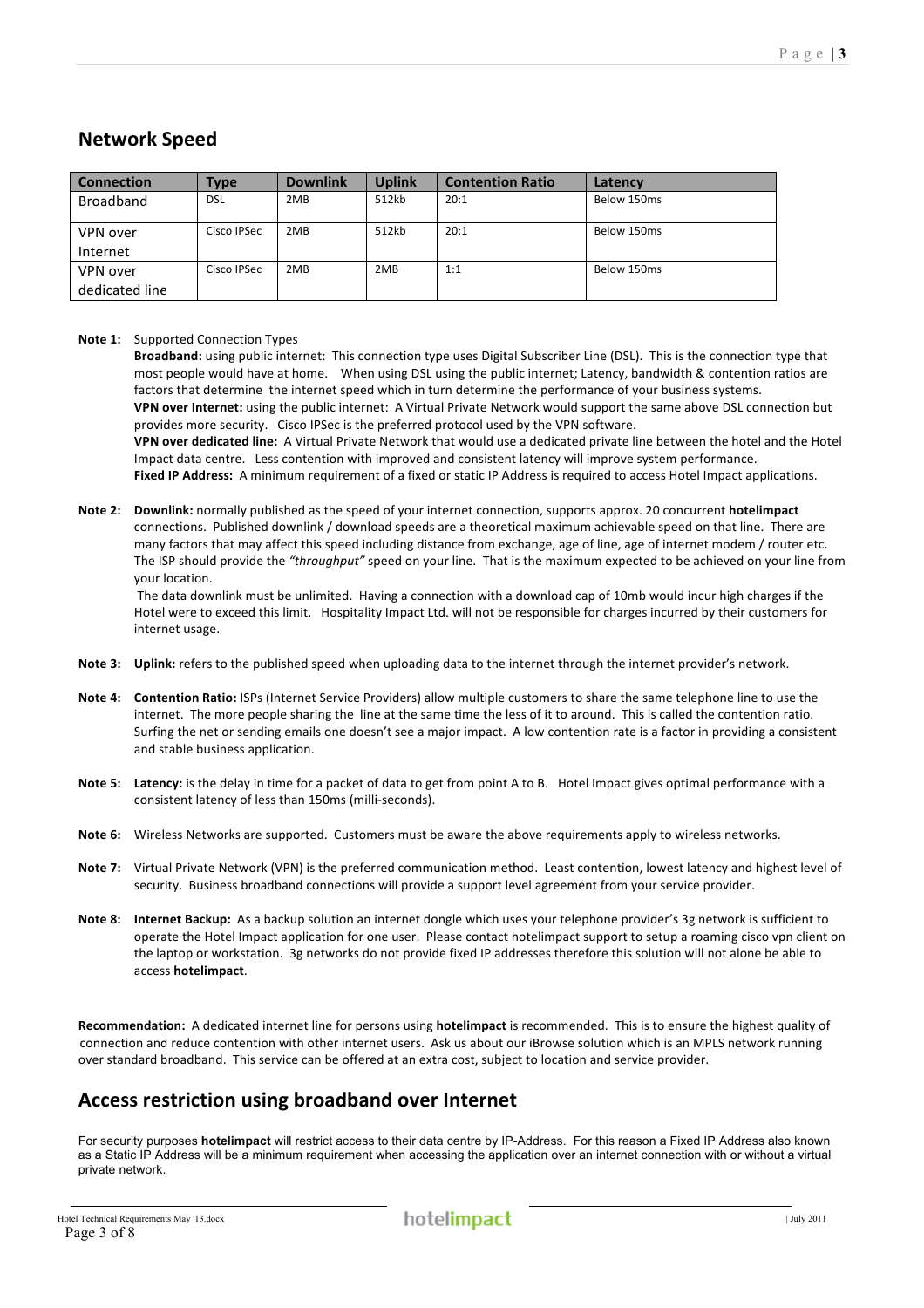## Network Speed

| Connection | Type | Downlink | Uplink | Contention Ratio | Latency |
|---|---|---|---|---|---|
| Broadband | DSL | 2MB | 512kb | 20:1 | Below 150ms |
| VPN over Internet | Cisco IPSec | 2MB | 512kb | 20:1 | Below 150ms |
| VPN over dedicated line | Cisco IPSec | 2MB | 2MB | 1:1 | Below 150ms |

**Note 1:** Supported Connection Types

**Broadband:** using public internet: This connection type uses Digital Subscriber Line (DSL). This is the connection type that most people would have at home. When using DSL using the public internet; Latency, bandwidth & contention ratios are factors that determine the internet speed which in turn determine the performance of your business systems.

**VPN over Internet:** using the public internet: A Virtual Private Network would support the same above DSL connection but provides more security. Cisco IPSec is the preferred protocol used by the VPN software.

**VPN over dedicated line:** A Virtual Private Network that would use a dedicated private line between the hotel and the Hotel Impact data centre. Less contention with improved and consistent latency will improve system performance.

**Fixed IP Address:** A minimum requirement of a fixed or static IP Address is required to access Hotel Impact applications.

**Note 2:** **Downlink:** normally published as the speed of your internet connection, supports approx. 20 concurrent **hotelimpact** connections. Published downlink / download speeds are a theoretical maximum achievable speed on that line. There are many factors that may affect this speed including distance from exchange, age of line, age of internet modem / router etc. The ISP should provide the *"throughput"* speed on your line. That is the maximum expected to be achieved on your line from your location.

The data downlink must be unlimited. Having a connection with a download cap of 10mb would incur high charges if the Hotel were to exceed this limit. Hospitality Impact Ltd. will not be responsible for charges incurred by their customers for internet usage.

**Note 3:** **Uplink:** refers to the published speed when uploading data to the internet through the internet provider's network.

**Note 4:** **Contention Ratio:** ISPs (Internet Service Providers) allow multiple customers to share the same telephone line to use the internet. The more people sharing the line at the same time the less of it to around. This is called the contention ratio. Surfing the net or sending emails one doesn't see a major impact. A low contention rate is a factor in providing a consistent and stable business application.

**Note 5:** **Latency:** is the delay in time for a packet of data to get from point A to B. Hotel Impact gives optimal performance with a consistent latency of less than 150ms (milli-seconds).

**Note 6:** Wireless Networks are supported. Customers must be aware the above requirements apply to wireless networks.

**Note 7:** Virtual Private Network (VPN) is the preferred communication method. Least contention, lowest latency and highest level of security. Business broadband connections will provide a support level agreement from your service provider.

**Note 8:** **Internet Backup:** As a backup solution an internet dongle which uses your telephone provider's 3g network is sufficient to operate the Hotel Impact application for one user. Please contact hotelimpact support to setup a roaming cisco vpn client on the laptop or workstation. 3g networks do not provide fixed IP addresses therefore this solution will not alone be able to access **hotelimpact**.

**Recommendation:** A dedicated internet line for persons using **hotelimpact** is recommended. This is to ensure the highest quality of connection and reduce contention with other internet users. Ask us about our iBrowse solution which is an MPLS network running over standard broadband. This service can be offered at an extra cost, subject to location and service provider.

## Access restriction using broadband over Internet

For security purposes **hotelimpact** will restrict access to their data centre by IP-Address. For this reason a Fixed IP Address also known as a Static IP Address will be a minimum requirement when accessing the application over an internet connection with or without a virtual private network.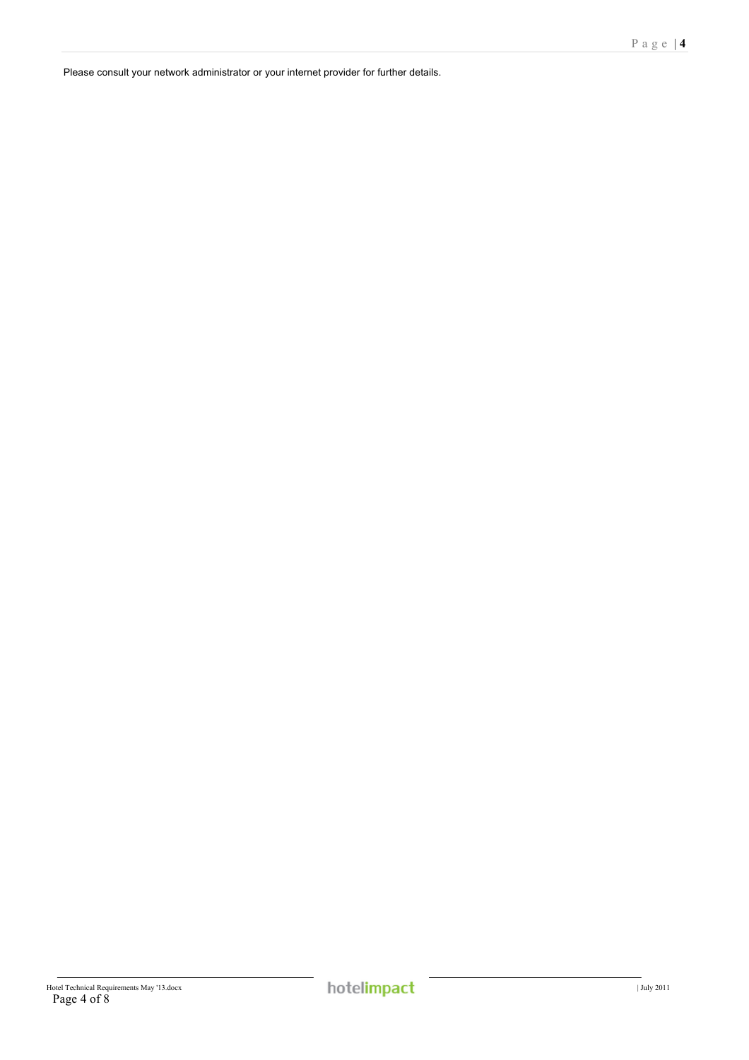Please consult your network administrator or your internet provider for further details.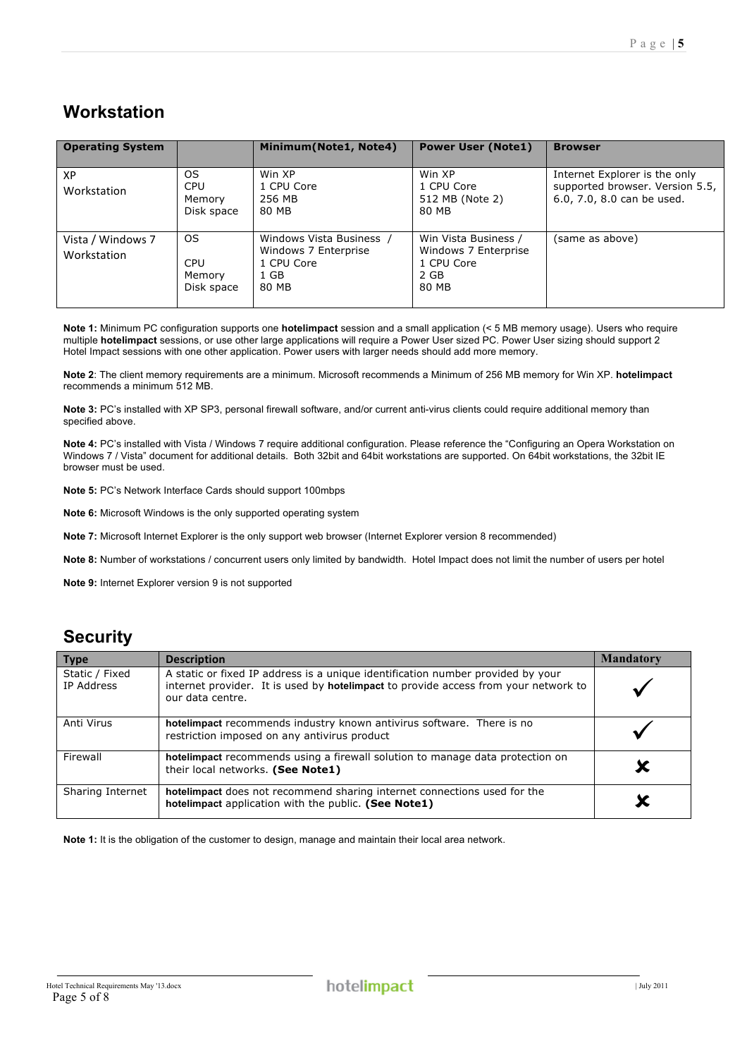## Workstation

| Operating System | | Minimum(Note1, Note4) | Power User (Note1) | Browser |
|---|---|---|---|---|
| XP Workstation | OS<br>CPU<br>Memory<br>Disk space | Win XP<br>1 CPU Core<br>256 MB<br>80 MB | Win XP<br>1 CPU Core<br>512 MB (Note 2)<br>80 MB | Internet Explorer is the only supported browser. Version 5.5, 6.0, 7.0, 8.0 can be used. |
| Vista / Windows 7 Workstation | OS<br>CPU<br>Memory<br>Disk space | Windows Vista Business / Windows 7 Enterprise<br>1 CPU Core<br>1 GB<br>80 MB | Win Vista Business / Windows 7 Enterprise<br>1 CPU Core<br>2 GB<br>80 MB | (same as above) |

**Note 1:** Minimum PC configuration supports one **hotelimpact** session and a small application (< 5 MB memory usage). Users who require multiple **hotelimpact** sessions, or use other large applications will require a Power User sized PC. Power User sizing should support 2 Hotel Impact sessions with one other application. Power users with larger needs should add more memory.

**Note 2**: The client memory requirements are a minimum. Microsoft recommends a Minimum of 256 MB memory for Win XP. **hotelimpact** recommends a minimum 512 MB.

**Note 3:** PC's installed with XP SP3, personal firewall software, and/or current anti-virus clients could require additional memory than specified above.

**Note 4:** PC's installed with Vista / Windows 7 require additional configuration. Please reference the "Configuring an Opera Workstation on Windows 7 / Vista" document for additional details. Both 32bit and 64bit workstations are supported. On 64bit workstations, the 32bit IE browser must be used.

**Note 5:** PC's Network Interface Cards should support 100mbps

**Note 6:** Microsoft Windows is the only supported operating system

**Note 7:** Microsoft Internet Explorer is the only support web browser (Internet Explorer version 8 recommended)

**Note 8:** Number of workstations / concurrent users only limited by bandwidth. Hotel Impact does not limit the number of users per hotel

**Note 9:** Internet Explorer version 9 is not supported

## Security

| Type | Description | Mandatory |
|---|---|---|
| Static / Fixed IP Address | A static or fixed IP address is a unique identification number provided by your internet provider. It is used by **hotelimpact** to provide access from your network to our data centre. | ✓ |
| Anti Virus | **hotelimpact** recommends industry known antivirus software. There is no restriction imposed on any antivirus product | ✓ |
| Firewall | **hotelimpact** recommends using a firewall solution to manage data protection on their local networks. **(See Note1)** | ✘ |
| Sharing Internet | **hotelimpact** does not recommend sharing internet connections used for the **hotelimpact** application with the public. **(See Note1)** | ✘ |

**Note 1:** It is the obligation of the customer to design, manage and maintain their local area network.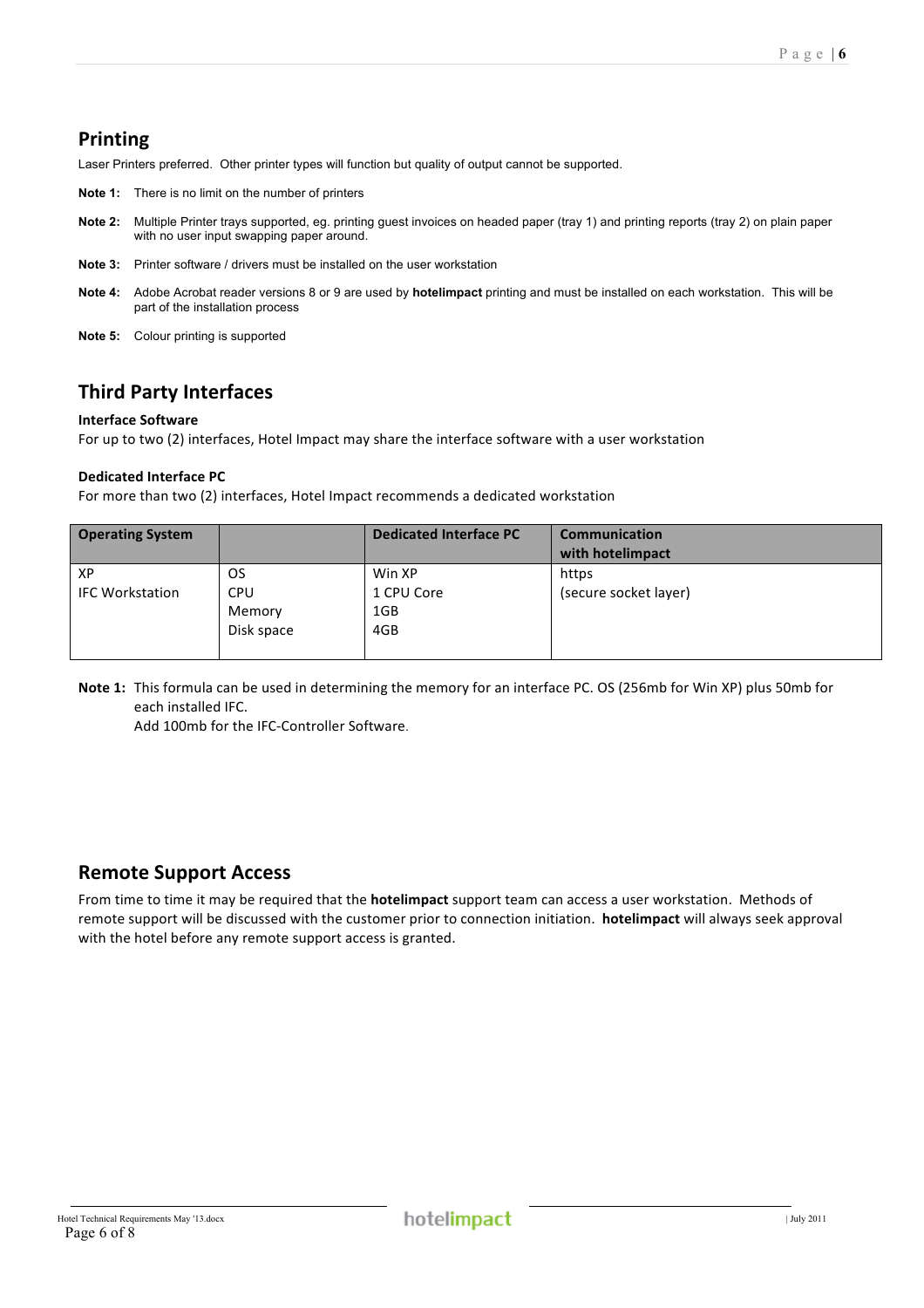## Printing

Laser Printers preferred. Other printer types will function but quality of output cannot be supported.

**Note 1:** There is no limit on the number of printers

**Note 2:** Multiple Printer trays supported, eg. printing guest invoices on headed paper (tray 1) and printing reports (tray 2) on plain paper with no user input swapping paper around.

**Note 3:** Printer software / drivers must be installed on the user workstation

**Note 4:** Adobe Acrobat reader versions 8 or 9 are used by **hotelimpact** printing and must be installed on each workstation. This will be part of the installation process

**Note 5:** Colour printing is supported

## Third Party Interfaces

### Interface Software

For up to two (2) interfaces, Hotel Impact may share the interface software with a user workstation

### Dedicated Interface PC

For more than two (2) interfaces, Hotel Impact recommends a dedicated workstation

| Operating System | | Dedicated Interface PC | Communication with hotelimpact |
|---|---|---|---|
| XP<br>IFC Workstation | OS<br>CPU<br>Memory<br>Disk space | Win XP<br>1 CPU Core<br>1GB<br>4GB | https<br>(secure socket layer) |

**Note 1:** This formula can be used in determining the memory for an interface PC. OS (256mb for Win XP) plus 50mb for each installed IFC.
Add 100mb for the IFC-Controller Software.

## Remote Support Access

From time to time it may be required that the **hotelimpact** support team can access a user workstation. Methods of remote support will be discussed with the customer prior to connection initiation. **hotelimpact** will always seek approval with the hotel before any remote support access is granted.